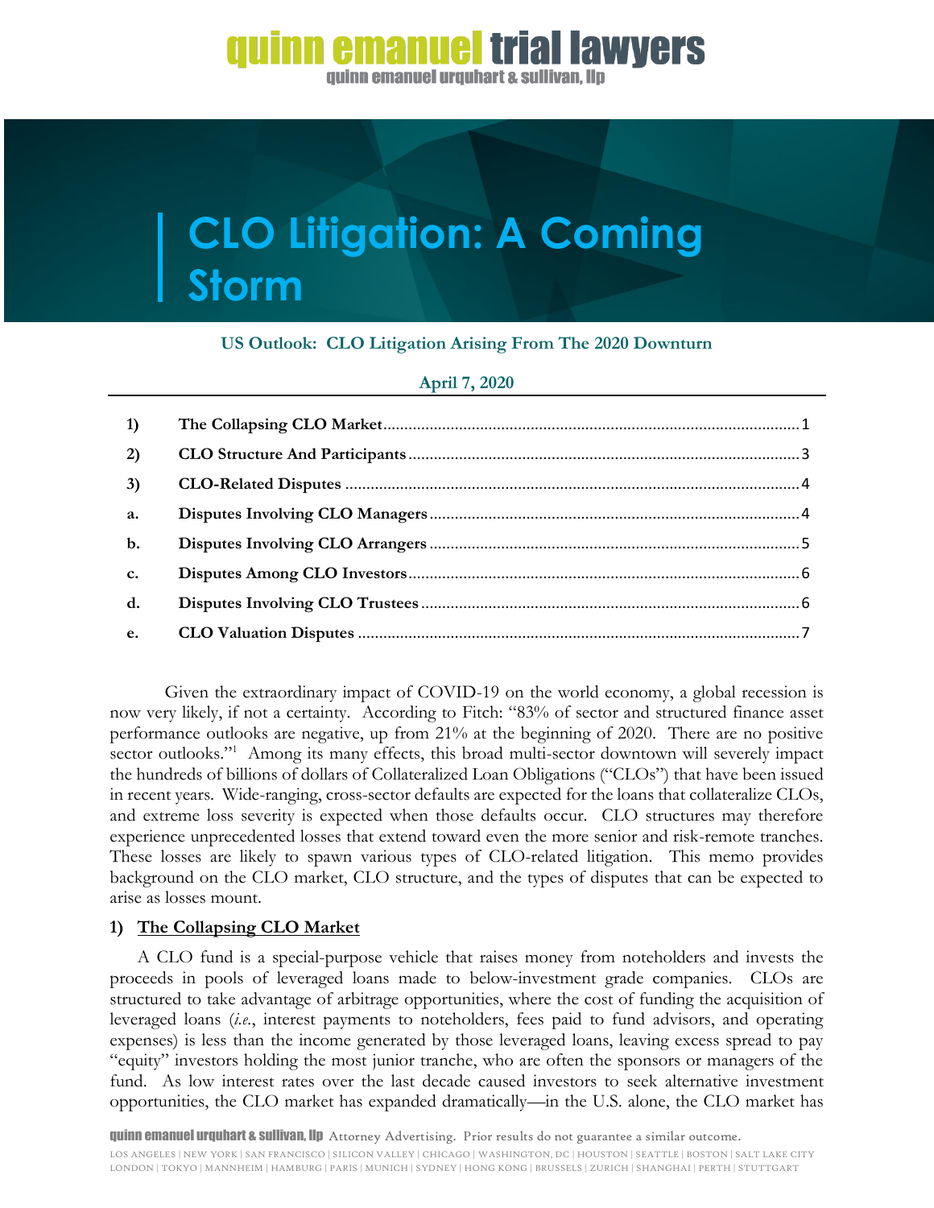# CLO Litigation: A Coming Storm

**US Outlook: CLO Litigation Arising From The 2020 Downturn**

**April 7, 2020**

| | | |
|---|---|---|
| 1) | The Collapsing CLO Market | 1 |
| 2) | CLO Structure And Participants | 3 |
| 3) | CLO-Related Disputes | 4 |
| a. | Disputes Involving CLO Managers | 4 |
| b. | Disputes Involving CLO Arrangers | 5 |
| c. | Disputes Among CLO Investors | 6 |
| d. | Disputes Involving CLO Trustees | 6 |
| e. | CLO Valuation Disputes | 7 |

Given the extraordinary impact of COVID-19 on the world economy, a global recession is now very likely, if not a certainty. According to Fitch: "83% of sector and structured finance asset performance outlooks are negative, up from 21% at the beginning of 2020. There are no positive sector outlooks."[1] Among its many effects, this broad multi-sector downtown will severely impact the hundreds of billions of dollars of Collateralized Loan Obligations ("CLOs") that have been issued in recent years. Wide-ranging, cross-sector defaults are expected for the loans that collateralize CLOs, and extreme loss severity is expected when those defaults occur. CLO structures may therefore experience unprecedented losses that extend toward even the more senior and risk-remote tranches. These losses are likely to spawn various types of CLO-related litigation. This memo provides background on the CLO market, CLO structure, and the types of disputes that can be expected to arise as losses mount.

## 1) The Collapsing CLO Market

A CLO fund is a special-purpose vehicle that raises money from noteholders and invests the proceeds in pools of leveraged loans made to below-investment grade companies. CLOs are structured to take advantage of arbitrage opportunities, where the cost of funding the acquisition of leveraged loans (*i.e.*, interest payments to noteholders, fees paid to fund advisors, and operating expenses) is less than the income generated by those leveraged loans, leaving excess spread to pay "equity" investors holding the most junior tranche, who are often the sponsors or managers of the fund. As low interest rates over the last decade caused investors to seek alternative investment opportunities, the CLO market has expanded dramatically—in the U.S. alone, the CLO market has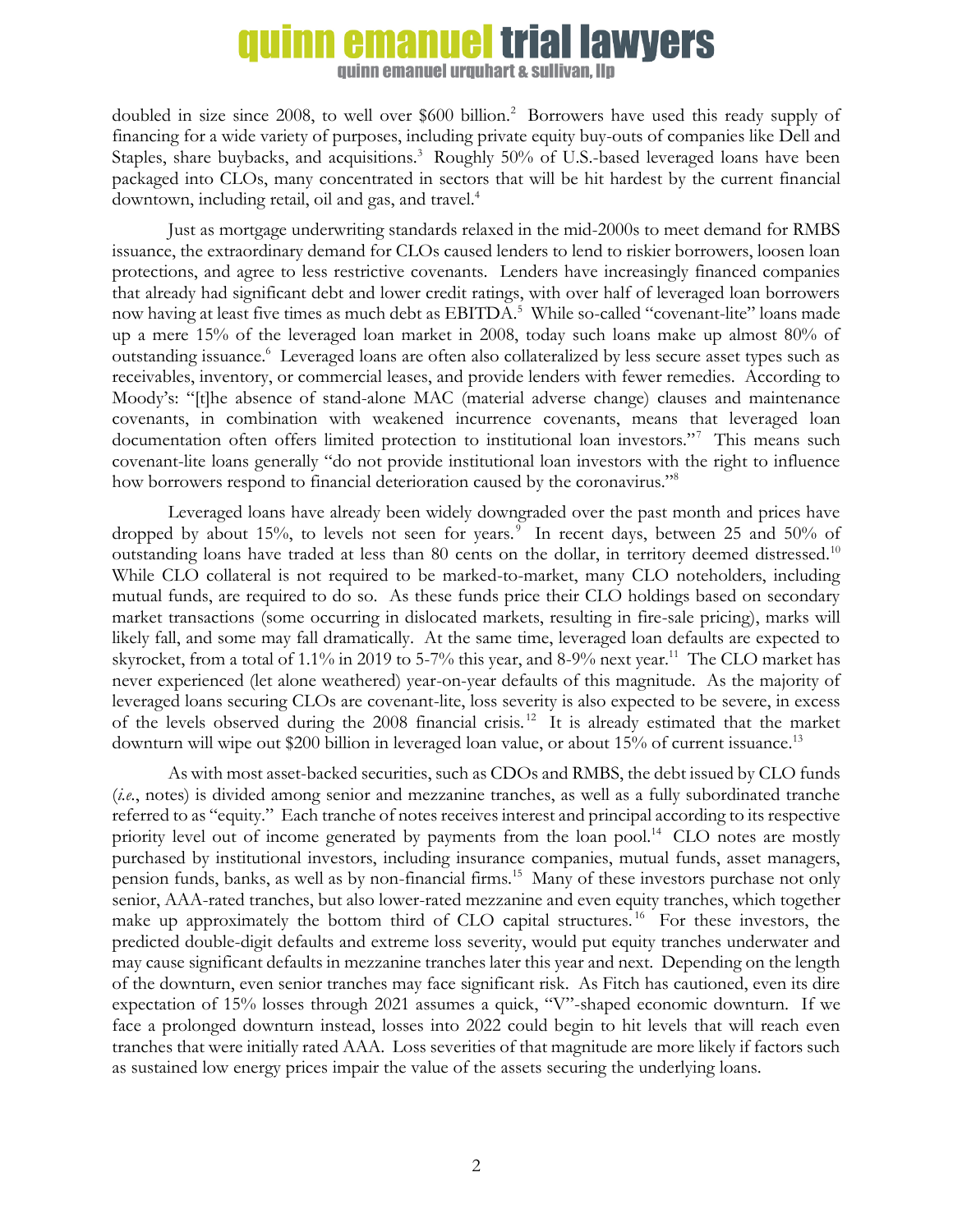doubled in size since 2008, to well over $600 billion.[2] Borrowers have used this ready supply of financing for a wide variety of purposes, including private equity buy-outs of companies like Dell and Staples, share buybacks, and acquisitions.[3] Roughly 50% of U.S.-based leveraged loans have been packaged into CLOs, many concentrated in sectors that will be hit hardest by the current financial downtown, including retail, oil and gas, and travel.[4]

Just as mortgage underwriting standards relaxed in the mid-2000s to meet demand for RMBS issuance, the extraordinary demand for CLOs caused lenders to lend to riskier borrowers, loosen loan protections, and agree to less restrictive covenants. Lenders have increasingly financed companies that already had significant debt and lower credit ratings, with over half of leveraged loan borrowers now having at least five times as much debt as EBITDA.[5] While so-called "covenant-lite" loans made up a mere 15% of the leveraged loan market in 2008, today such loans make up almost 80% of outstanding issuance.[6] Leveraged loans are often also collateralized by less secure asset types such as receivables, inventory, or commercial leases, and provide lenders with fewer remedies. According to Moody's: "[t]he absence of stand-alone MAC (material adverse change) clauses and maintenance covenants, in combination with weakened incurrence covenants, means that leveraged loan documentation often offers limited protection to institutional loan investors."[7] This means such covenant-lite loans generally "do not provide institutional loan investors with the right to influence how borrowers respond to financial deterioration caused by the coronavirus."[8]

Leveraged loans have already been widely downgraded over the past month and prices have dropped by about 15%, to levels not seen for years.[9] In recent days, between 25 and 50% of outstanding loans have traded at less than 80 cents on the dollar, in territory deemed distressed.[10] While CLO collateral is not required to be marked-to-market, many CLO noteholders, including mutual funds, are required to do so. As these funds price their CLO holdings based on secondary market transactions (some occurring in dislocated markets, resulting in fire-sale pricing), marks will likely fall, and some may fall dramatically. At the same time, leveraged loan defaults are expected to skyrocket, from a total of 1.1% in 2019 to 5-7% this year, and 8-9% next year.[11] The CLO market has never experienced (let alone weathered) year-on-year defaults of this magnitude. As the majority of leveraged loans securing CLOs are covenant-lite, loss severity is also expected to be severe, in excess of the levels observed during the 2008 financial crisis.[12] It is already estimated that the market downturn will wipe out $200 billion in leveraged loan value, or about 15% of current issuance.[13]

As with most asset-backed securities, such as CDOs and RMBS, the debt issued by CLO funds (*i.e.*, notes) is divided among senior and mezzanine tranches, as well as a fully subordinated tranche referred to as "equity." Each tranche of notes receives interest and principal according to its respective priority level out of income generated by payments from the loan pool.[14] CLO notes are mostly purchased by institutional investors, including insurance companies, mutual funds, asset managers, pension funds, banks, as well as by non-financial firms.[15] Many of these investors purchase not only senior, AAA-rated tranches, but also lower-rated mezzanine and even equity tranches, which together make up approximately the bottom third of CLO capital structures.[16] For these investors, the predicted double-digit defaults and extreme loss severity, would put equity tranches underwater and may cause significant defaults in mezzanine tranches later this year and next. Depending on the length of the downturn, even senior tranches may face significant risk. As Fitch has cautioned, even its dire expectation of 15% losses through 2021 assumes a quick, "V"-shaped economic downturn. If we face a prolonged downturn instead, losses into 2022 could begin to hit levels that will reach even tranches that were initially rated AAA. Loss severities of that magnitude are more likely if factors such as sustained low energy prices impair the value of the assets securing the underlying loans.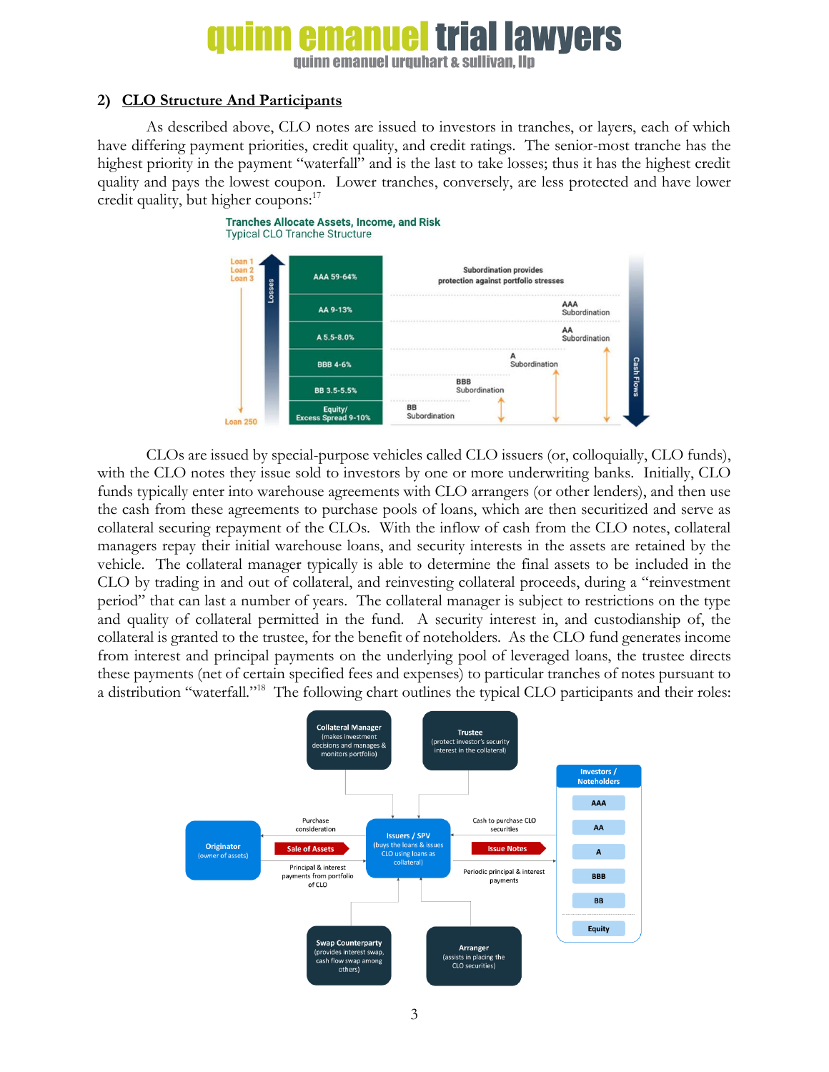## 2) CLO Structure And Participants

As described above, CLO notes are issued to investors in tranches, or layers, each of which have differing payment priorities, credit quality, and credit ratings. The senior-most tranche has the highest priority in the payment "waterfall" and is the last to take losses; thus it has the highest credit quality and pays the lowest coupon. Lower tranches, conversely, are less protected and have lower credit quality, but higher coupons:[17]

**Tranches Allocate Assets, Income, and Risk**
Typical CLO Tranche Structure

| Tranche | Subordination |
|---|---|
| AAA 59-64% | Subordination provides protection against portfolio stresses |
| AA 9-13% | AAA Subordination |
| A 5.5-8.0% | AA Subordination |
| BBB 4-6% | A Subordination |
| BB 3.5-5.5% | BBB Subordination |
| Equity/ Excess Spread 9-10% | BB Subordination |

Loan 1, Loan 2, Loan 3 … Loan 250; Losses; Cash Flows

CLOs are issued by special-purpose vehicles called CLO issuers (or, colloquially, CLO funds), with the CLO notes they issue sold to investors by one or more underwriting banks. Initially, CLO funds typically enter into warehouse agreements with CLO arrangers (or other lenders), and then use the cash from these agreements to purchase pools of loans, which are then securitized and serve as collateral securing repayment of the CLOs. With the inflow of cash from the CLO notes, collateral managers repay their initial warehouse loans, and security interests in the assets are retained by the vehicle. The collateral manager typically is able to determine the final assets to be included in the CLO by trading in and out of collateral, and reinvesting collateral proceeds, during a "reinvestment period" that can last a number of years. The collateral manager is subject to restrictions on the type and quality of collateral permitted in the fund. A security interest in, and custodianship of, the collateral is granted to the trustee, for the benefit of noteholders. As the CLO fund generates income from interest and principal payments on the underlying pool of leveraged loans, the trustee directs these payments (net of certain specified fees and expenses) to particular tranches of notes pursuant to a distribution "waterfall."[18] The following chart outlines the typical CLO participants and their roles:

- **Collateral Manager** (makes investment decisions and manages & monitors portfolio)
- **Trustee** (protect investor's security interest in the collateral)
- **Originator** (owner of assets) — Sale of Assets to Issuers / SPV; receives Purchase consideration; Principal & interest payments from portfolio of CLO
- **Issuers / SPV** (buys the loans & issues CLO using loans as collateral)
- **Investors / Noteholders**: AAA, AA, A, BBB, BB, Equity — Issue Notes; Cash to purchase CLO securities; Periodic principal & interest payments
- **Swap Counterparty** (provides interest swap, cash flow swap among others)
- **Arranger** (assists in placing the CLO securities)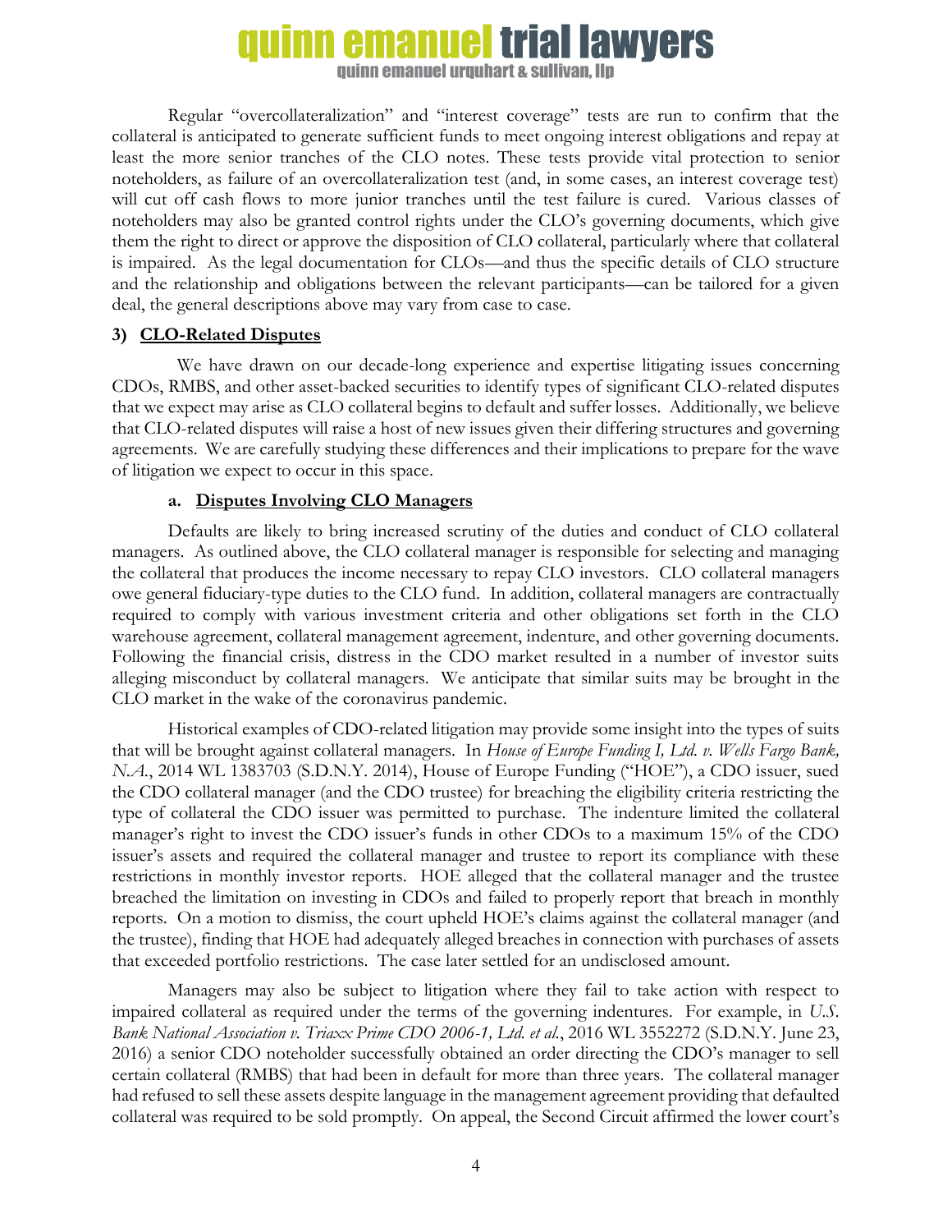Regular "overcollateralization" and "interest coverage" tests are run to confirm that the collateral is anticipated to generate sufficient funds to meet ongoing interest obligations and repay at least the more senior tranches of the CLO notes. These tests provide vital protection to senior noteholders, as failure of an overcollateralization test (and, in some cases, an interest coverage test) will cut off cash flows to more junior tranches until the test failure is cured. Various classes of noteholders may also be granted control rights under the CLO's governing documents, which give them the right to direct or approve the disposition of CLO collateral, particularly where that collateral is impaired. As the legal documentation for CLOs—and thus the specific details of CLO structure and the relationship and obligations between the relevant participants—can be tailored for a given deal, the general descriptions above may vary from case to case.

### 3) CLO-Related Disputes

We have drawn on our decade-long experience and expertise litigating issues concerning CDOs, RMBS, and other asset-backed securities to identify types of significant CLO-related disputes that we expect may arise as CLO collateral begins to default and suffer losses. Additionally, we believe that CLO-related disputes will raise a host of new issues given their differing structures and governing agreements. We are carefully studying these differences and their implications to prepare for the wave of litigation we expect to occur in this space.

#### a. Disputes Involving CLO Managers

Defaults are likely to bring increased scrutiny of the duties and conduct of CLO collateral managers. As outlined above, the CLO collateral manager is responsible for selecting and managing the collateral that produces the income necessary to repay CLO investors. CLO collateral managers owe general fiduciary-type duties to the CLO fund. In addition, collateral managers are contractually required to comply with various investment criteria and other obligations set forth in the CLO warehouse agreement, collateral management agreement, indenture, and other governing documents. Following the financial crisis, distress in the CDO market resulted in a number of investor suits alleging misconduct by collateral managers. We anticipate that similar suits may be brought in the CLO market in the wake of the coronavirus pandemic.

Historical examples of CDO-related litigation may provide some insight into the types of suits that will be brought against collateral managers. In *House of Europe Funding I, Ltd. v. Wells Fargo Bank, N.A.*, 2014 WL 1383703 (S.D.N.Y. 2014), House of Europe Funding ("HOE"), a CDO issuer, sued the CDO collateral manager (and the CDO trustee) for breaching the eligibility criteria restricting the type of collateral the CDO issuer was permitted to purchase. The indenture limited the collateral manager's right to invest the CDO issuer's funds in other CDOs to a maximum 15% of the CDO issuer's assets and required the collateral manager and trustee to report its compliance with these restrictions in monthly investor reports. HOE alleged that the collateral manager and the trustee breached the limitation on investing in CDOs and failed to properly report that breach in monthly reports. On a motion to dismiss, the court upheld HOE's claims against the collateral manager (and the trustee), finding that HOE had adequately alleged breaches in connection with purchases of assets that exceeded portfolio restrictions. The case later settled for an undisclosed amount.

Managers may also be subject to litigation where they fail to take action with respect to impaired collateral as required under the terms of the governing indentures. For example, in *U.S. Bank National Association v. Triaxx Prime CDO 2006-1, Ltd. et al.*, 2016 WL 3552272 (S.D.N.Y. June 23, 2016) a senior CDO noteholder successfully obtained an order directing the CDO's manager to sell certain collateral (RMBS) that had been in default for more than three years. The collateral manager had refused to sell these assets despite language in the management agreement providing that defaulted collateral was required to be sold promptly. On appeal, the Second Circuit affirmed the lower court's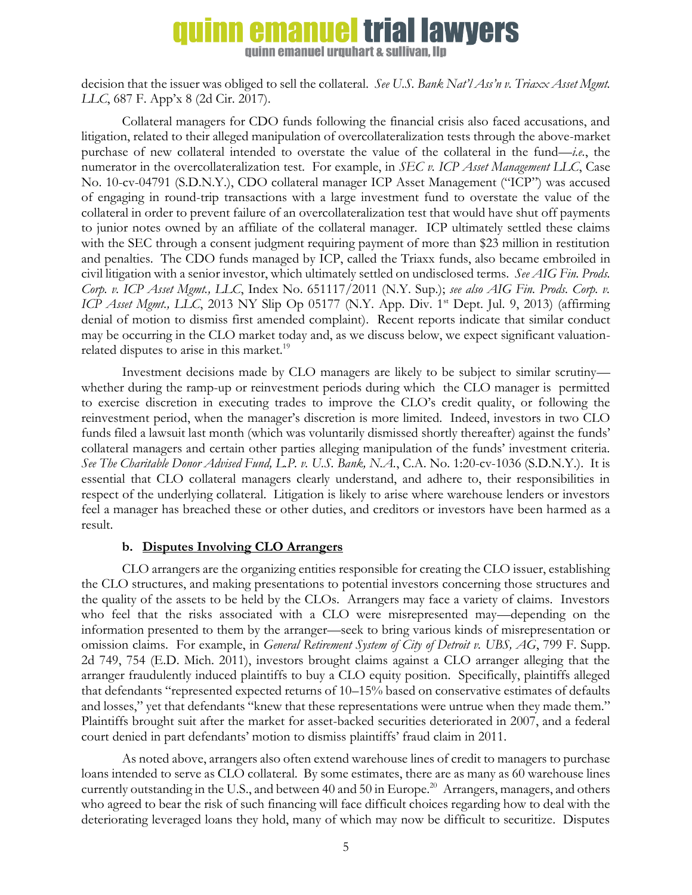decision that the issuer was obliged to sell the collateral. *See U.S. Bank Nat'l Ass'n v. Triaxx Asset Mgmt. LLC*, 687 F. App'x 8 (2d Cir. 2017).

Collateral managers for CDO funds following the financial crisis also faced accusations, and litigation, related to their alleged manipulation of overcollateralization tests through the above-market purchase of new collateral intended to overstate the value of the collateral in the fund—*i.e.*, the numerator in the overcollateralization test. For example, in *SEC v. ICP Asset Management LLC*, Case No. 10-cv-04791 (S.D.N.Y.), CDO collateral manager ICP Asset Management ("ICP") was accused of engaging in round-trip transactions with a large investment fund to overstate the value of the collateral in order to prevent failure of an overcollateralization test that would have shut off payments to junior notes owned by an affiliate of the collateral manager. ICP ultimately settled these claims with the SEC through a consent judgment requiring payment of more than $23 million in restitution and penalties. The CDO funds managed by ICP, called the Triaxx funds, also became embroiled in civil litigation with a senior investor, which ultimately settled on undisclosed terms. *See AIG Fin. Prods. Corp. v. ICP Asset Mgmt., LLC*, Index No. 651117/2011 (N.Y. Sup.); *see also AIG Fin. Prods. Corp. v. ICP Asset Mgmt., LLC*, 2013 NY Slip Op 05177 (N.Y. App. Div. 1st Dept. Jul. 9, 2013) (affirming denial of motion to dismiss first amended complaint). Recent reports indicate that similar conduct may be occurring in the CLO market today and, as we discuss below, we expect significant valuation-related disputes to arise in this market.[19]

Investment decisions made by CLO managers are likely to be subject to similar scrutiny—whether during the ramp-up or reinvestment periods during which the CLO manager is permitted to exercise discretion in executing trades to improve the CLO's credit quality, or following the reinvestment period, when the manager's discretion is more limited. Indeed, investors in two CLO funds filed a lawsuit last month (which was voluntarily dismissed shortly thereafter) against the funds' collateral managers and certain other parties alleging manipulation of the funds' investment criteria. *See The Charitable Donor Advised Fund, L.P. v. U.S. Bank, N.A.*, C.A. No. 1:20-cv-1036 (S.D.N.Y.). It is essential that CLO collateral managers clearly understand, and adhere to, their responsibilities in respect of the underlying collateral. Litigation is likely to arise where warehouse lenders or investors feel a manager has breached these or other duties, and creditors or investors have been harmed as a result.

#### b. <u>Disputes Involving CLO Arrangers</u>

CLO arrangers are the organizing entities responsible for creating the CLO issuer, establishing the CLO structures, and making presentations to potential investors concerning those structures and the quality of the assets to be held by the CLOs. Arrangers may face a variety of claims. Investors who feel that the risks associated with a CLO were misrepresented may—depending on the information presented to them by the arranger—seek to bring various kinds of misrepresentation or omission claims. For example, in *General Retirement System of City of Detroit v. UBS, AG*, 799 F. Supp. 2d 749, 754 (E.D. Mich. 2011), investors brought claims against a CLO arranger alleging that the arranger fraudulently induced plaintiffs to buy a CLO equity position. Specifically, plaintiffs alleged that defendants "represented expected returns of 10–15% based on conservative estimates of defaults and losses," yet that defendants "knew that these representations were untrue when they made them." Plaintiffs brought suit after the market for asset-backed securities deteriorated in 2007, and a federal court denied in part defendants' motion to dismiss plaintiffs' fraud claim in 2011.

As noted above, arrangers also often extend warehouse lines of credit to managers to purchase loans intended to serve as CLO collateral. By some estimates, there are as many as 60 warehouse lines currently outstanding in the U.S., and between 40 and 50 in Europe.[20] Arrangers, managers, and others who agreed to bear the risk of such financing will face difficult choices regarding how to deal with the deteriorating leveraged loans they hold, many of which may now be difficult to securitize. Disputes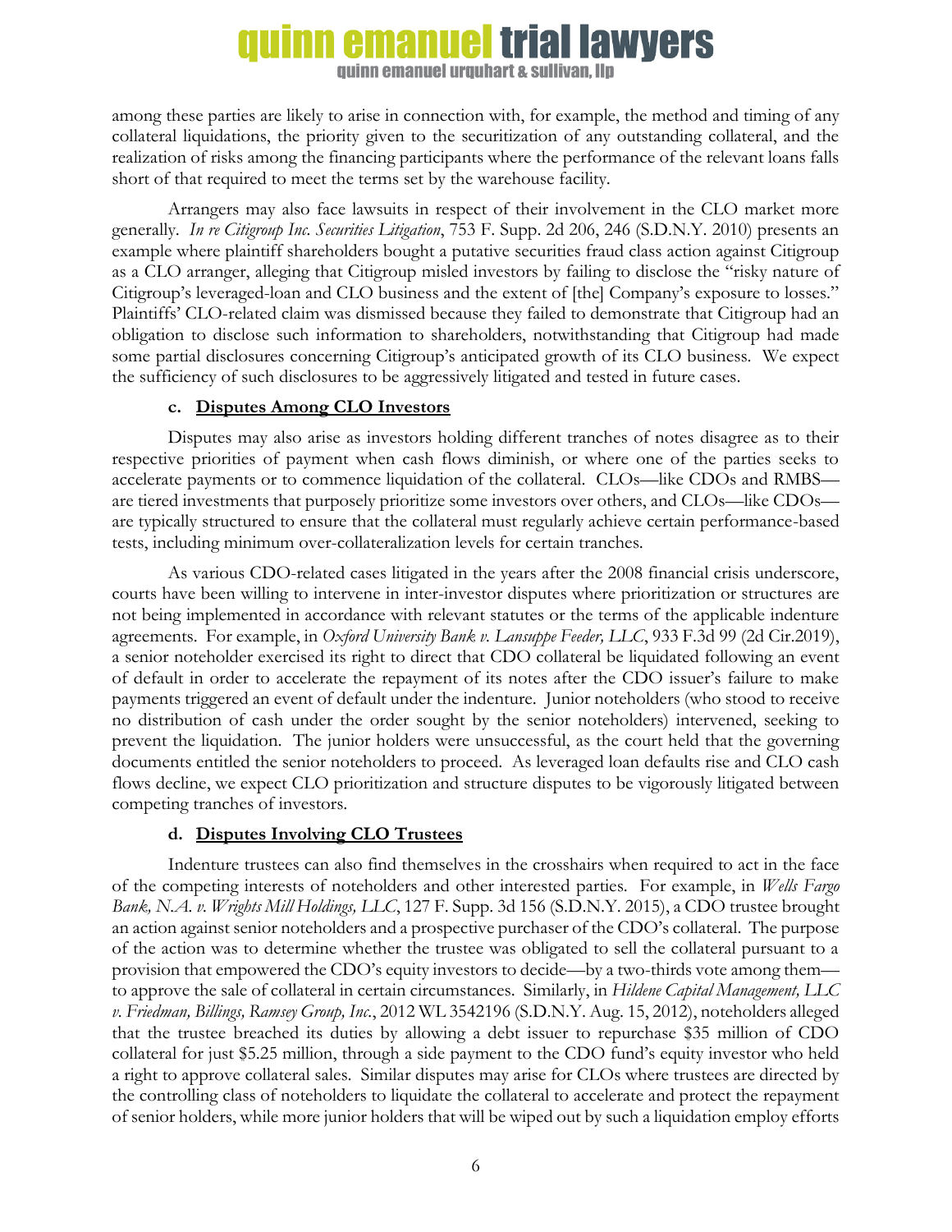among these parties are likely to arise in connection with, for example, the method and timing of any collateral liquidations, the priority given to the securitization of any outstanding collateral, and the realization of risks among the financing participants where the performance of the relevant loans falls short of that required to meet the terms set by the warehouse facility.

Arrangers may also face lawsuits in respect of their involvement in the CLO market more generally. *In re Citigroup Inc. Securities Litigation*, 753 F. Supp. 2d 206, 246 (S.D.N.Y. 2010) presents an example where plaintiff shareholders bought a putative securities fraud class action against Citigroup as a CLO arranger, alleging that Citigroup misled investors by failing to disclose the "risky nature of Citigroup's leveraged-loan and CLO business and the extent of [the] Company's exposure to losses." Plaintiffs' CLO-related claim was dismissed because they failed to demonstrate that Citigroup had an obligation to disclose such information to shareholders, notwithstanding that Citigroup had made some partial disclosures concerning Citigroup's anticipated growth of its CLO business. We expect the sufficiency of such disclosures to be aggressively litigated and tested in future cases.

#### c. <u>Disputes Among CLO Investors</u>

Disputes may also arise as investors holding different tranches of notes disagree as to their respective priorities of payment when cash flows diminish, or where one of the parties seeks to accelerate payments or to commence liquidation of the collateral. CLOs—like CDOs and RMBS—are tiered investments that purposely prioritize some investors over others, and CLOs—like CDOs—are typically structured to ensure that the collateral must regularly achieve certain performance-based tests, including minimum over-collateralization levels for certain tranches.

As various CDO-related cases litigated in the years after the 2008 financial crisis underscore, courts have been willing to intervene in inter-investor disputes where prioritization or structures are not being implemented in accordance with relevant statutes or the terms of the applicable indenture agreements. For example, in *Oxford University Bank v. Lansuppe Feeder, LLC*, 933 F.3d 99 (2d Cir.2019), a senior noteholder exercised its right to direct that CDO collateral be liquidated following an event of default in order to accelerate the repayment of its notes after the CDO issuer's failure to make payments triggered an event of default under the indenture. Junior noteholders (who stood to receive no distribution of cash under the order sought by the senior noteholders) intervened, seeking to prevent the liquidation. The junior holders were unsuccessful, as the court held that the governing documents entitled the senior noteholders to proceed. As leveraged loan defaults rise and CLO cash flows decline, we expect CLO prioritization and structure disputes to be vigorously litigated between competing tranches of investors.

#### d. <u>Disputes Involving CLO Trustees</u>

Indenture trustees can also find themselves in the crosshairs when required to act in the face of the competing interests of noteholders and other interested parties. For example, in *Wells Fargo Bank, N.A. v. Wrights Mill Holdings, LLC*, 127 F. Supp. 3d 156 (S.D.N.Y. 2015), a CDO trustee brought an action against senior noteholders and a prospective purchaser of the CDO's collateral. The purpose of the action was to determine whether the trustee was obligated to sell the collateral pursuant to a provision that empowered the CDO's equity investors to decide—by a two-thirds vote among them—to approve the sale of collateral in certain circumstances. Similarly, in *Hildene Capital Management, LLC v. Friedman, Billings, Ramsey Group, Inc.*, 2012 WL 3542196 (S.D.N.Y. Aug. 15, 2012), noteholders alleged that the trustee breached its duties by allowing a debt issuer to repurchase \$35 million of CDO collateral for just \$5.25 million, through a side payment to the CDO fund's equity investor who held a right to approve collateral sales. Similar disputes may arise for CLOs where trustees are directed by the controlling class of noteholders to liquidate the collateral to accelerate and protect the repayment of senior holders, while more junior holders that will be wiped out by such a liquidation employ efforts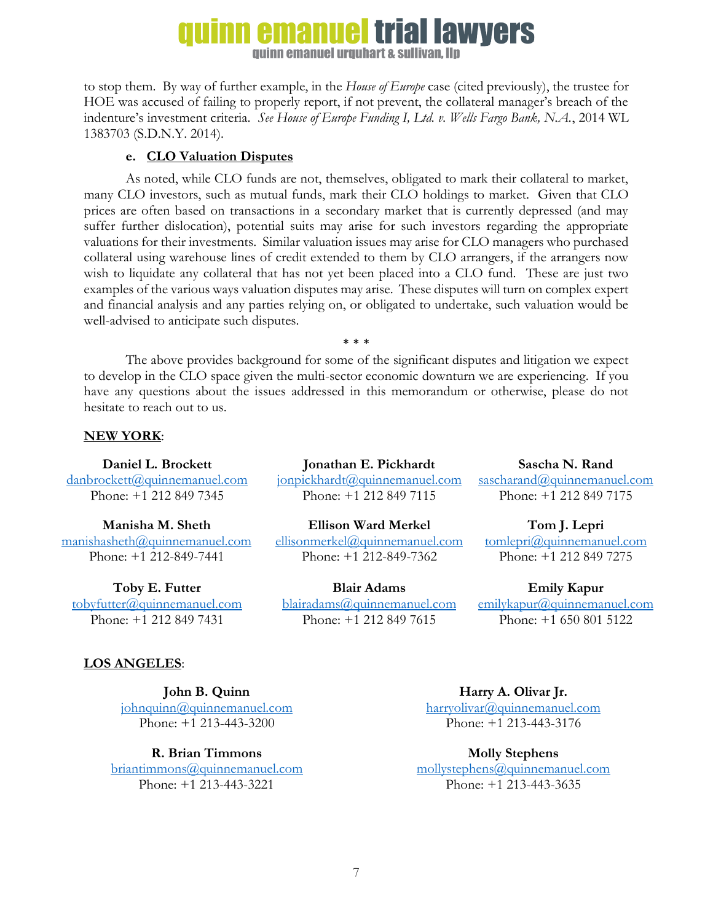to stop them. By way of further example, in the *House of Europe* case (cited previously), the trustee for HOE was accused of failing to properly report, if not prevent, the collateral manager's breach of the indenture's investment criteria. *See House of Europe Funding I, Ltd. v. Wells Fargo Bank, N.A.*, 2014 WL 1383703 (S.D.N.Y. 2014).

#### e. CLO Valuation Disputes

As noted, while CLO funds are not, themselves, obligated to mark their collateral to market, many CLO investors, such as mutual funds, mark their CLO holdings to market. Given that CLO prices are often based on transactions in a secondary market that is currently depressed (and may suffer further dislocation), potential suits may arise for such investors regarding the appropriate valuations for their investments. Similar valuation issues may arise for CLO managers who purchased collateral using warehouse lines of credit extended to them by CLO arrangers, if the arrangers now wish to liquidate any collateral that has not yet been placed into a CLO fund. These are just two examples of the various ways valuation disputes may arise. These disputes will turn on complex expert and financial analysis and any parties relying on, or obligated to undertake, such valuation would be well-advised to anticipate such disputes.

\* \* \*

The above provides background for some of the significant disputes and litigation we expect to develop in the CLO space given the multi-sector economic downturn we are experiencing. If you have any questions about the issues addressed in this memorandum or otherwise, please do not hesitate to reach out to us.

**NEW YORK**:

**Daniel L. Brockett**
danbrockett@quinnemanuel.com
Phone: +1 212 849 7345

**Jonathan E. Pickhardt**
jonpickhardt@quinnemanuel.com
Phone: +1 212 849 7115

**Sascha N. Rand**
sascharand@quinnemanuel.com
Phone: +1 212 849 7175

**Manisha M. Sheth**
manishasheth@quinnemanuel.com
Phone: +1 212-849-7441

**Ellison Ward Merkel**
ellisonmerkel@quinnemanuel.com
Phone: +1 212-849-7362

**Tom J. Lepri**
tomlepri@quinnemanuel.com
Phone: +1 212 849 7275

**Toby E. Futter**
tobyfutter@quinnemanuel.com
Phone: +1 212 849 7431

**Blair Adams**
blairadams@quinnemanuel.com
Phone: +1 212 849 7615

**Emily Kapur**
emilykapur@quinnemanuel.com
Phone: +1 650 801 5122

**LOS ANGELES**:

**John B. Quinn**
johnquinn@quinnemanuel.com
Phone: +1 213-443-3200

**Harry A. Olivar Jr.**
harryolivar@quinnemanuel.com
Phone: +1 213-443-3176

**R. Brian Timmons**
briantimmons@quinnemanuel.com
Phone: +1 213-443-3221

**Molly Stephens**
mollystephens@quinnemanuel.com
Phone: +1 213-443-3635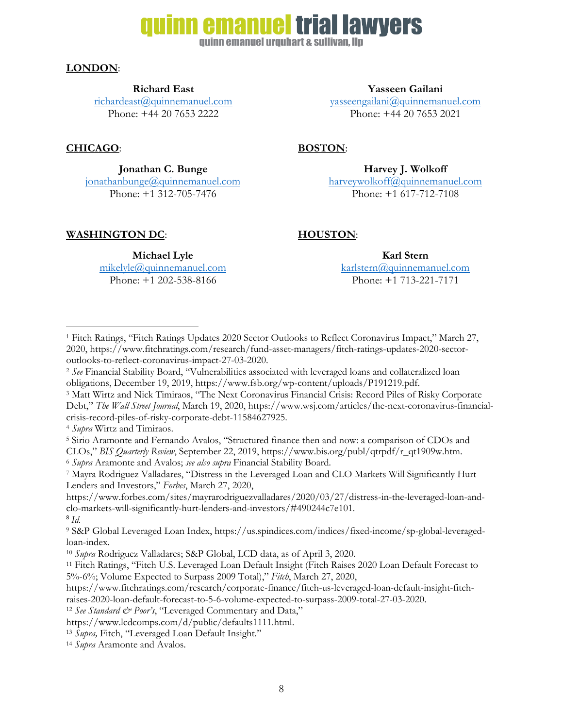**LONDON**:

**Richard East**
richardeast@quinnemanuel.com
Phone: +44 20 7653 2222

**Yasseen Gailani**
yasseengailani@quinnemanuel.com
Phone: +44 20 7653 2021

**CHICAGO**:

**Jonathan C. Bunge**
jonathanbunge@quinnemanuel.com
Phone: +1 312-705-7476

**BOSTON**:

**Harvey J. Wolkoff**
harveywolkoff@quinnemanuel.com
Phone: +1 617-712-7108

**WASHINGTON DC**:

**Michael Lyle**
mikelyle@quinnemanuel.com
Phone: +1 202-538-8166

**HOUSTON**:

**Karl Stern**
karlstern@quinnemanuel.com
Phone: +1 713-221-7171

---

[1] Fitch Ratings, "Fitch Ratings Updates 2020 Sector Outlooks to Reflect Coronavirus Impact," March 27, 2020, https://www.fitchratings.com/research/fund-asset-managers/fitch-ratings-updates-2020-sector-outlooks-to-reflect-coronavirus-impact-27-03-2020.

[2] *See* Financial Stability Board, "Vulnerabilities associated with leveraged loans and collateralized loan obligations, December 19, 2019, https://www.fsb.org/wp-content/uploads/P191219.pdf.

[3] Matt Wirtz and Nick Timiraos, "The Next Coronavirus Financial Crisis: Record Piles of Risky Corporate Debt," *The Wall Street Journal*, March 19, 2020, https://www.wsj.com/articles/the-next-coronavirus-financial-crisis-record-piles-of-risky-corporate-debt-11584627925.

[4] *Supra* Wirtz and Timiraos.

[5] Sirio Aramonte and Fernando Avalos, "Structured finance then and now: a comparison of CDOs and CLOs," *BIS Quarterly Review*, September 22, 2019, https://www.bis.org/publ/qtrpdf/r_qt1909w.htm.

[6] *Supra* Aramonte and Avalos; *see also supra* Financial Stability Board.

[7] Mayra Rodriguez Valladares, "Distress in the Leveraged Loan and CLO Markets Will Significantly Hurt Lenders and Investors," *Forbes*, March 27, 2020, https://www.forbes.com/sites/mayrarodriguezvalladares/2020/03/27/distress-in-the-leveraged-loan-and-clo-markets-will-significantly-hurt-lenders-and-investors/#490244c7e101.

[8] *Id.*

[9] S&P Global Leveraged Loan Index, https://us.spindices.com/indices/fixed-income/sp-global-leveraged-loan-index.

[10] *Supra* Rodriguez Valladares; S&P Global, LCD data, as of April 3, 2020.

[11] Fitch Ratings, "Fitch U.S. Leveraged Loan Default Insight (Fitch Raises 2020 Loan Default Forecast to 5%-6%; Volume Expected to Surpass 2009 Total)," *Fitch*, March 27, 2020, https://www.fitchratings.com/research/corporate-finance/fitch-us-leveraged-loan-default-insight-fitch-raises-2020-loan-default-forecast-to-5-6-volume-expected-to-surpass-2009-total-27-03-2020.

[12] *See Standard & Poor's*, "Leveraged Commentary and Data," https://www.lcdcomps.com/d/public/defaults1111.html.

[13] *Supra,* Fitch, "Leveraged Loan Default Insight."

[14] *Supra* Aramonte and Avalos.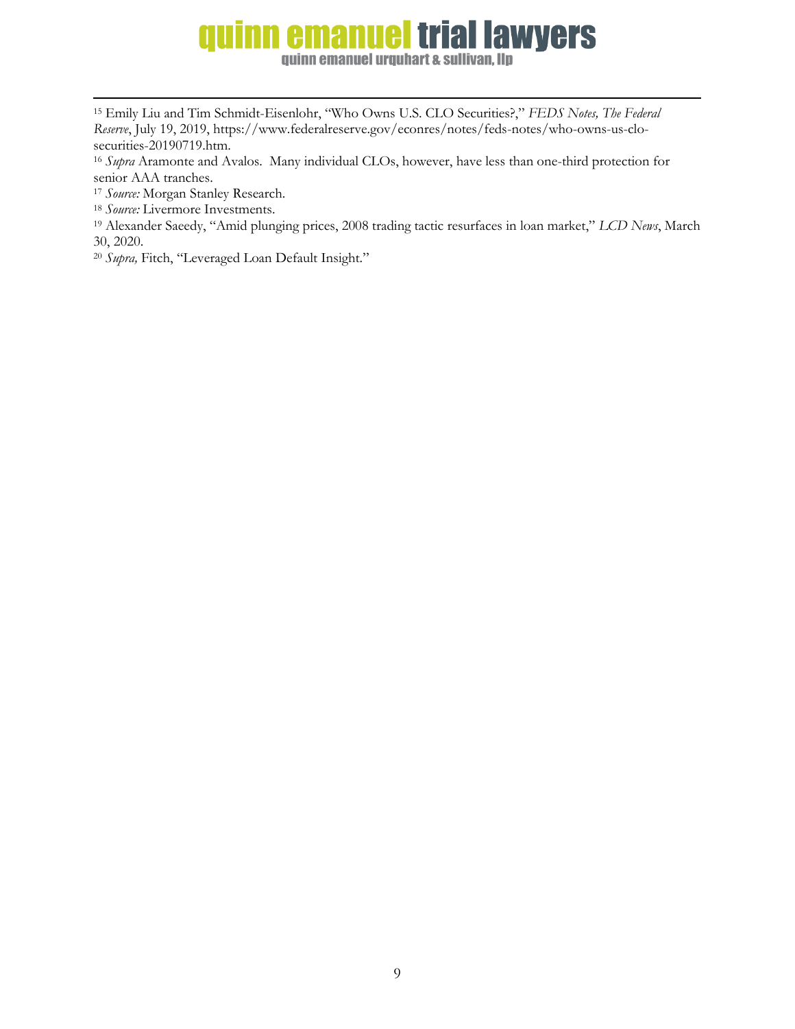[15] Emily Liu and Tim Schmidt-Eisenlohr, "Who Owns U.S. CLO Securities?," *FEDS Notes, The Federal Reserve*, July 19, 2019, https://www.federalreserve.gov/econres/notes/feds-notes/who-owns-us-clo-securities-20190719.htm.

[16] *Supra* Aramonte and Avalos. Many individual CLOs, however, have less than one-third protection for senior AAA tranches.

[17] *Source:* Morgan Stanley Research.

[18] *Source:* Livermore Investments.

[19] Alexander Saeedy, "Amid plunging prices, 2008 trading tactic resurfaces in loan market," *LCD News*, March 30, 2020.

[20] *Supra,* Fitch, "Leveraged Loan Default Insight."